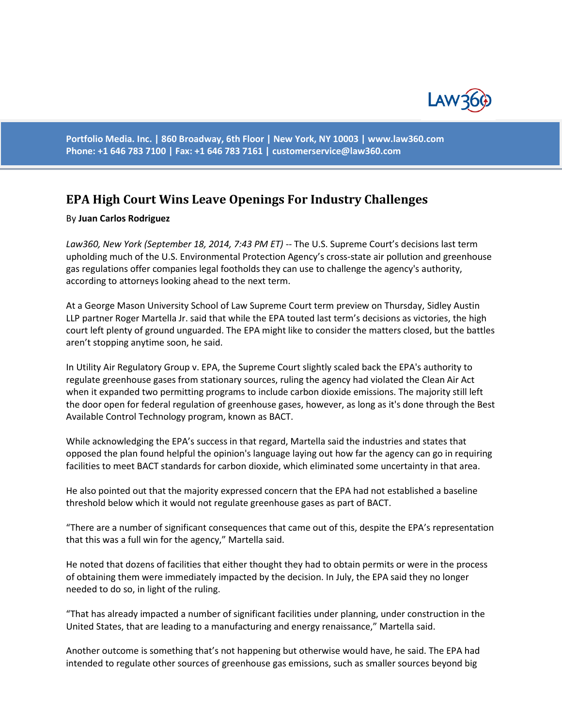Portfolio Media. Inc. | 860 Broadway, 6th Floor | New York, NY 10003 | www.law360.com
Phone: +1 646 783 7100 | Fax: +1 646 783 7161 | customerservice@law360.com

# EPA High Court Wins Leave Openings For Industry Challenges

By **Juan Carlos Rodriguez**

*Law360, New York (September 18, 2014, 7:43 PM ET)* -- The U.S. Supreme Court's decisions last term upholding much of the U.S. Environmental Protection Agency's cross-state air pollution and greenhouse gas regulations offer companies legal footholds they can use to challenge the agency's authority, according to attorneys looking ahead to the next term.

At a George Mason University School of Law Supreme Court term preview on Thursday, Sidley Austin LLP partner Roger Martella Jr. said that while the EPA touted last term's decisions as victories, the high court left plenty of ground unguarded. The EPA might like to consider the matters closed, but the battles aren't stopping anytime soon, he said.

In Utility Air Regulatory Group v. EPA, the Supreme Court slightly scaled back the EPA's authority to regulate greenhouse gases from stationary sources, ruling the agency had violated the Clean Air Act when it expanded two permitting programs to include carbon dioxide emissions. The majority still left the door open for federal regulation of greenhouse gases, however, as long as it's done through the Best Available Control Technology program, known as BACT.

While acknowledging the EPA's success in that regard, Martella said the industries and states that opposed the plan found helpful the opinion's language laying out how far the agency can go in requiring facilities to meet BACT standards for carbon dioxide, which eliminated some uncertainty in that area.

He also pointed out that the majority expressed concern that the EPA had not established a baseline threshold below which it would not regulate greenhouse gases as part of BACT.

"There are a number of significant consequences that came out of this, despite the EPA's representation that this was a full win for the agency," Martella said.

He noted that dozens of facilities that either thought they had to obtain permits or were in the process of obtaining them were immediately impacted by the decision. In July, the EPA said they no longer needed to do so, in light of the ruling.

"That has already impacted a number of significant facilities under planning, under construction in the United States, that are leading to a manufacturing and energy renaissance," Martella said.

Another outcome is something that's not happening but otherwise would have, he said. The EPA had intended to regulate other sources of greenhouse gas emissions, such as smaller sources beyond big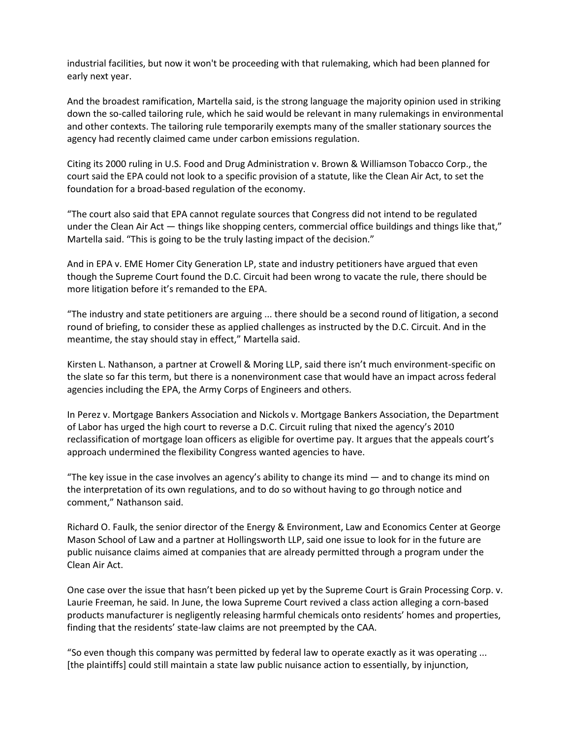industrial facilities, but now it won't be proceeding with that rulemaking, which had been planned for early next year.

And the broadest ramification, Martella said, is the strong language the majority opinion used in striking down the so-called tailoring rule, which he said would be relevant in many rulemakings in environmental and other contexts. The tailoring rule temporarily exempts many of the smaller stationary sources the agency had recently claimed came under carbon emissions regulation.

Citing its 2000 ruling in U.S. Food and Drug Administration v. Brown & Williamson Tobacco Corp., the court said the EPA could not look to a specific provision of a statute, like the Clean Air Act, to set the foundation for a broad-based regulation of the economy.

"The court also said that EPA cannot regulate sources that Congress did not intend to be regulated under the Clean Air Act — things like shopping centers, commercial office buildings and things like that," Martella said. "This is going to be the truly lasting impact of the decision."

And in EPA v. EME Homer City Generation LP, state and industry petitioners have argued that even though the Supreme Court found the D.C. Circuit had been wrong to vacate the rule, there should be more litigation before it's remanded to the EPA.

"The industry and state petitioners are arguing ... there should be a second round of litigation, a second round of briefing, to consider these as applied challenges as instructed by the D.C. Circuit. And in the meantime, the stay should stay in effect," Martella said.

Kirsten L. Nathanson, a partner at Crowell & Moring LLP, said there isn't much environment-specific on the slate so far this term, but there is a nonenvironment case that would have an impact across federal agencies including the EPA, the Army Corps of Engineers and others.

In Perez v. Mortgage Bankers Association and Nickols v. Mortgage Bankers Association, the Department of Labor has urged the high court to reverse a D.C. Circuit ruling that nixed the agency's 2010 reclassification of mortgage loan officers as eligible for overtime pay. It argues that the appeals court's approach undermined the flexibility Congress wanted agencies to have.

"The key issue in the case involves an agency's ability to change its mind — and to change its mind on the interpretation of its own regulations, and to do so without having to go through notice and comment," Nathanson said.

Richard O. Faulk, the senior director of the Energy & Environment, Law and Economics Center at George Mason School of Law and a partner at Hollingsworth LLP, said one issue to look for in the future are public nuisance claims aimed at companies that are already permitted through a program under the Clean Air Act.

One case over the issue that hasn't been picked up yet by the Supreme Court is Grain Processing Corp. v. Laurie Freeman, he said. In June, the Iowa Supreme Court revived a class action alleging a corn-based products manufacturer is negligently releasing harmful chemicals onto residents' homes and properties, finding that the residents' state-law claims are not preempted by the CAA.

"So even though this company was permitted by federal law to operate exactly as it was operating ... [the plaintiffs] could still maintain a state law public nuisance action to essentially, by injunction,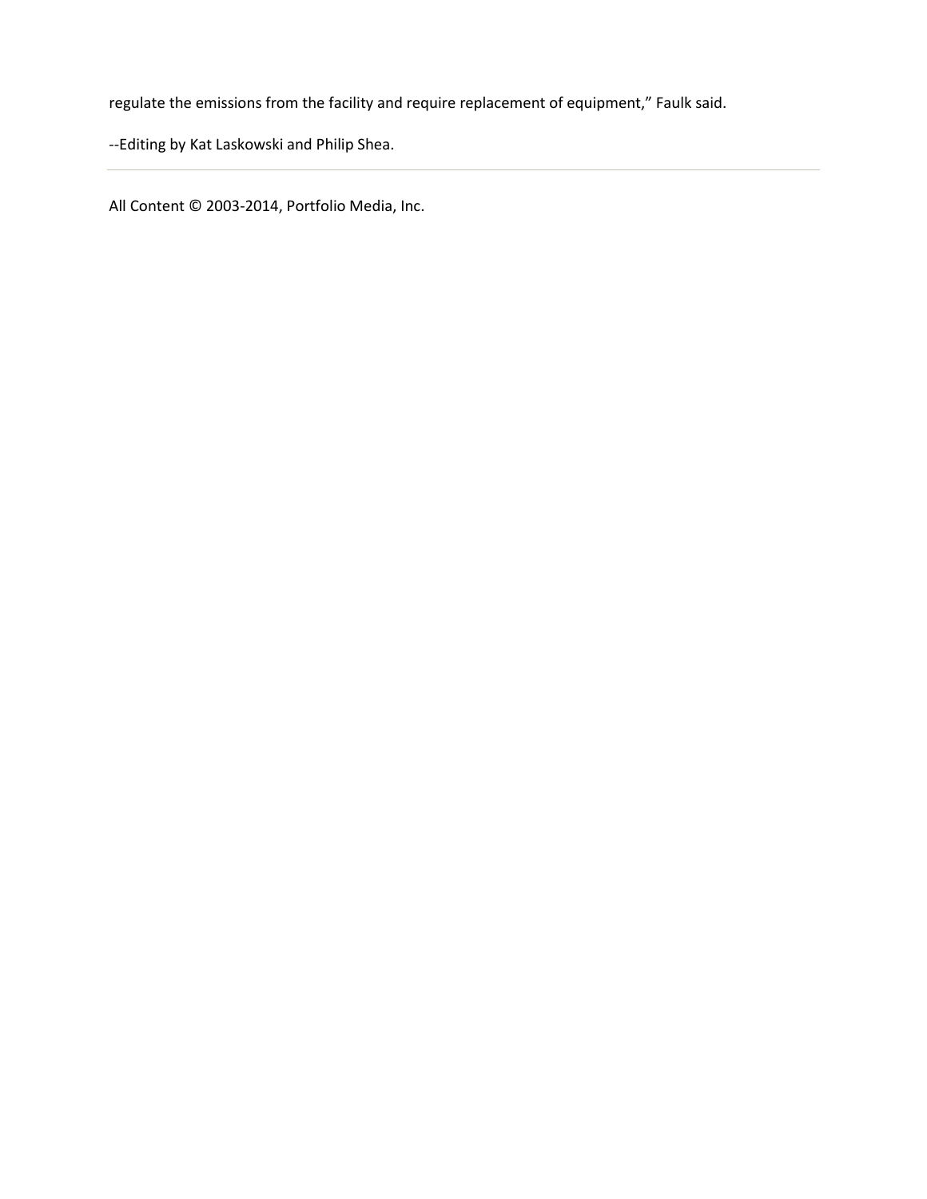regulate the emissions from the facility and require replacement of equipment," Faulk said.

--Editing by Kat Laskowski and Philip Shea.

---

All Content © 2003-2014, Portfolio Media, Inc.